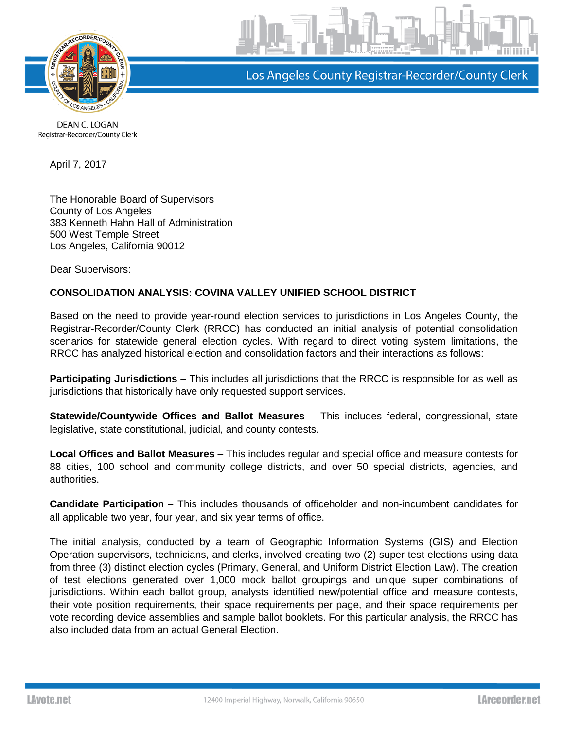Los Angeles County Registrar-Recorder/County Clerk

DEAN C. LOGAN
Registrar-Recorder/County Clerk

April 7, 2017

The Honorable Board of Supervisors
County of Los Angeles
383 Kenneth Hahn Hall of Administration
500 West Temple Street
Los Angeles, California 90012

Dear Supervisors:

**CONSOLIDATION ANALYSIS: COVINA VALLEY UNIFIED SCHOOL DISTRICT**

Based on the need to provide year-round election services to jurisdictions in Los Angeles County, the Registrar-Recorder/County Clerk (RRCC) has conducted an initial analysis of potential consolidation scenarios for statewide general election cycles. With regard to direct voting system limitations, the RRCC has analyzed historical election and consolidation factors and their interactions as follows:

**Participating Jurisdictions** – This includes all jurisdictions that the RRCC is responsible for as well as jurisdictions that historically have only requested support services.

**Statewide/Countywide Offices and Ballot Measures** – This includes federal, congressional, state legislative, state constitutional, judicial, and county contests.

**Local Offices and Ballot Measures** – This includes regular and special office and measure contests for 88 cities, 100 school and community college districts, and over 50 special districts, agencies, and authorities.

**Candidate Participation –** This includes thousands of officeholder and non-incumbent candidates for all applicable two year, four year, and six year terms of office.

The initial analysis, conducted by a team of Geographic Information Systems (GIS) and Election Operation supervisors, technicians, and clerks, involved creating two (2) super test elections using data from three (3) distinct election cycles (Primary, General, and Uniform District Election Law). The creation of test elections generated over 1,000 mock ballot groupings and unique super combinations of jurisdictions. Within each ballot group, analysts identified new/potential office and measure contests, their vote position requirements, their space requirements per page, and their space requirements per vote recording device assemblies and sample ballot booklets. For this particular analysis, the RRCC has also included data from an actual General Election.

LAvote.net 12400 Imperial Highway, Norwalk, California 90650 LArecorder.net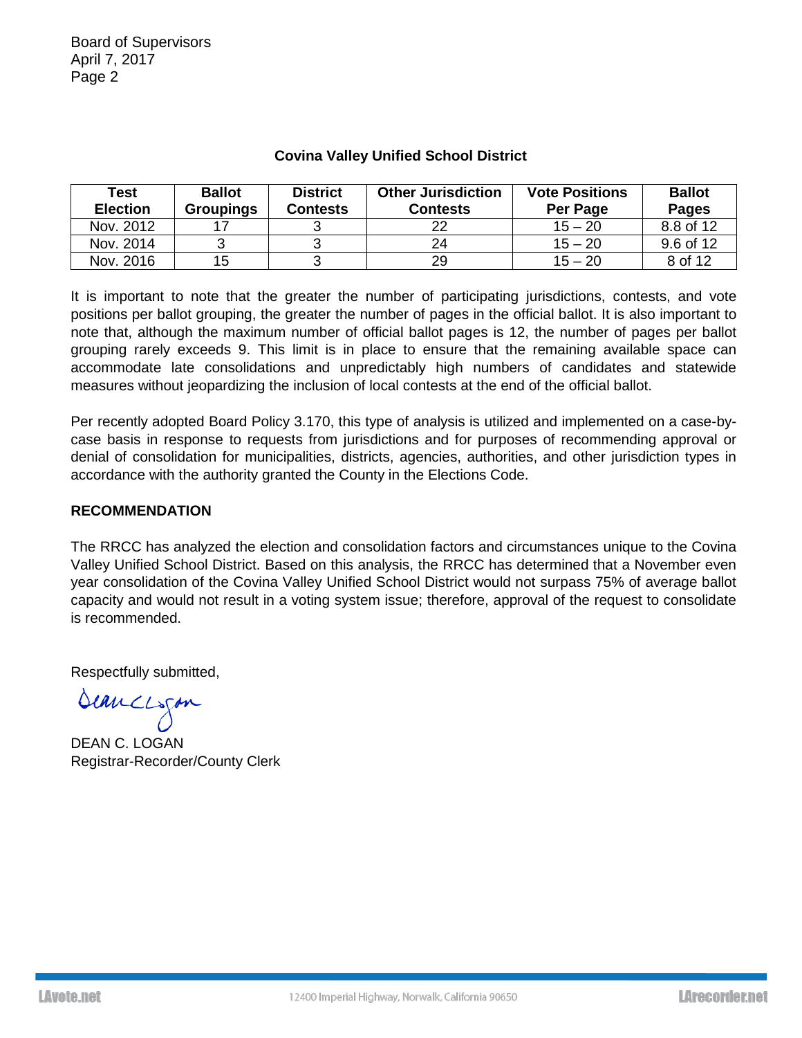**Covina Valley Unified School District**

| Test Election | Ballot Groupings | District Contests | Other Jurisdiction Contests | Vote Positions Per Page | Ballot Pages |
|---|---|---|---|---|---|
| Nov. 2012 | 17 | 3 | 22 | 15 – 20 | 8.8 of 12 |
| Nov. 2014 | 3 | 3 | 24 | 15 – 20 | 9.6 of 12 |
| Nov. 2016 | 15 | 3 | 29 | 15 – 20 | 8 of 12 |

It is important to note that the greater the number of participating jurisdictions, contests, and vote positions per ballot grouping, the greater the number of pages in the official ballot. It is also important to note that, although the maximum number of official ballot pages is 12, the number of pages per ballot grouping rarely exceeds 9. This limit is in place to ensure that the remaining available space can accommodate late consolidations and unpredictably high numbers of candidates and statewide measures without jeopardizing the inclusion of local contests at the end of the official ballot.

Per recently adopted Board Policy 3.170, this type of analysis is utilized and implemented on a case-by-case basis in response to requests from jurisdictions and for purposes of recommending approval or denial of consolidation for municipalities, districts, agencies, authorities, and other jurisdiction types in accordance with the authority granted the County in the Elections Code.

**RECOMMENDATION**

The RRCC has analyzed the election and consolidation factors and circumstances unique to the Covina Valley Unified School District. Based on this analysis, the RRCC has determined that a November even year consolidation of the Covina Valley Unified School District would not surpass 75% of average ballot capacity and would not result in a voting system issue; therefore, approval of the request to consolidate is recommended.

Respectfully submitted,

DEAN C. LOGAN
Registrar-Recorder/County Clerk

LAvote.net 12400 Imperial Highway, Norwalk, California 90650 LArecorder.net